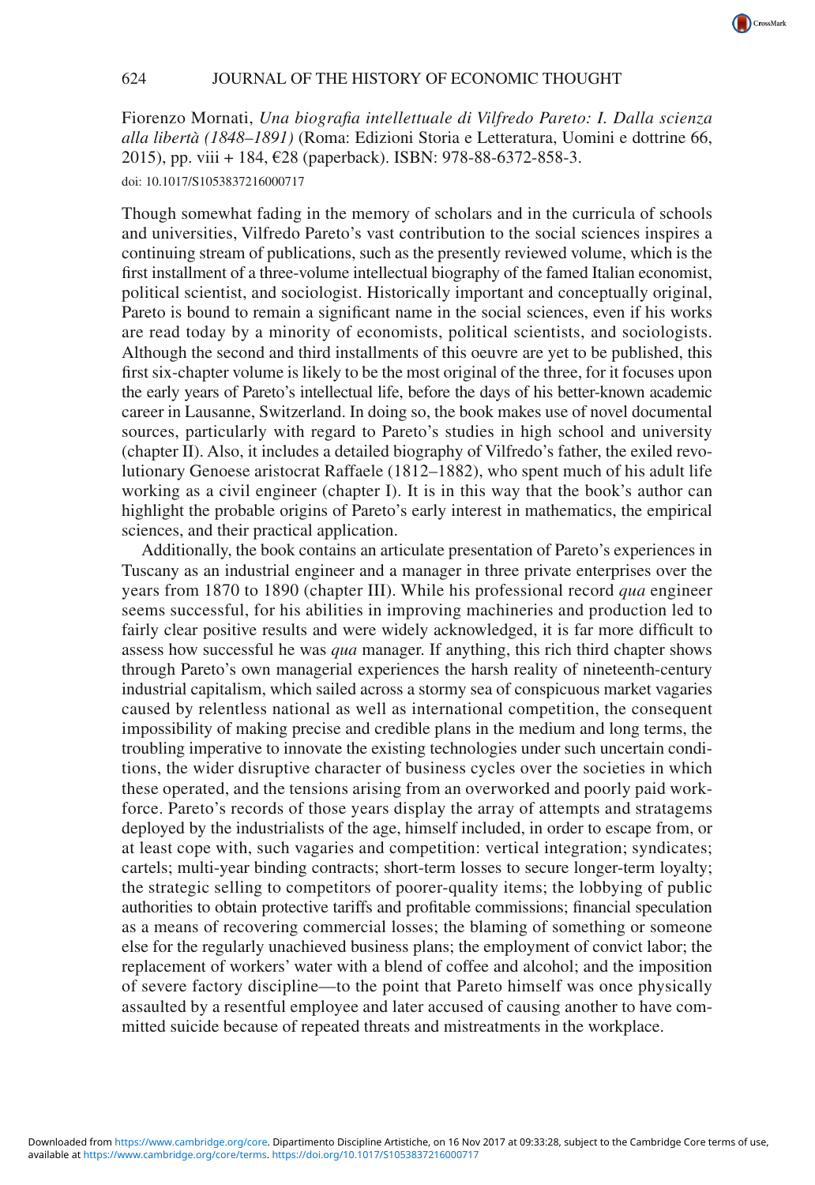Fiorenzo Mornati, *Una biografia intellettuale di Vilfredo Pareto: I. Dalla scienza alla libertà (1848–1891)* (Roma: Edizioni Storia e Letteratura, Uomini e dottrine 66, 2015), pp. viii + 184, €28 (paperback). ISBN: 978-88-6372-858-3.

doi: 10.1017/S1053837216000717

Though somewhat fading in the memory of scholars and in the curricula of schools and universities, Vilfredo Pareto's vast contribution to the social sciences inspires a continuing stream of publications, such as the presently reviewed volume, which is the first installment of a three-volume intellectual biography of the famed Italian economist, political scientist, and sociologist. Historically important and conceptually original, Pareto is bound to remain a significant name in the social sciences, even if his works are read today by a minority of economists, political scientists, and sociologists. Although the second and third installments of this oeuvre are yet to be published, this first six-chapter volume is likely to be the most original of the three, for it focuses upon the early years of Pareto's intellectual life, before the days of his better-known academic career in Lausanne, Switzerland. In doing so, the book makes use of novel documental sources, particularly with regard to Pareto's studies in high school and university (chapter II). Also, it includes a detailed biography of Vilfredo's father, the exiled revolutionary Genoese aristocrat Raffaele (1812–1882), who spent much of his adult life working as a civil engineer (chapter I). It is in this way that the book's author can highlight the probable origins of Pareto's early interest in mathematics, the empirical sciences, and their practical application.

Additionally, the book contains an articulate presentation of Pareto's experiences in Tuscany as an industrial engineer and a manager in three private enterprises over the years from 1870 to 1890 (chapter III). While his professional record *qua* engineer seems successful, for his abilities in improving machineries and production led to fairly clear positive results and were widely acknowledged, it is far more difficult to assess how successful he was *qua* manager. If anything, this rich third chapter shows through Pareto's own managerial experiences the harsh reality of nineteenth-century industrial capitalism, which sailed across a stormy sea of conspicuous market vagaries caused by relentless national as well as international competition, the consequent impossibility of making precise and credible plans in the medium and long terms, the troubling imperative to innovate the existing technologies under such uncertain conditions, the wider disruptive character of business cycles over the societies in which these operated, and the tensions arising from an overworked and poorly paid workforce. Pareto's records of those years display the array of attempts and stratagems deployed by the industrialists of the age, himself included, in order to escape from, or at least cope with, such vagaries and competition: vertical integration; syndicates; cartels; multi-year binding contracts; short-term losses to secure longer-term loyalty; the strategic selling to competitors of poorer-quality items; the lobbying of public authorities to obtain protective tariffs and profitable commissions; financial speculation as a means of recovering commercial losses; the blaming of something or someone else for the regularly unachieved business plans; the employment of convict labor; the replacement of workers' water with a blend of coffee and alcohol; and the imposition of severe factory discipline—to the point that Pareto himself was once physically assaulted by a resentful employee and later accused of causing another to have committed suicide because of repeated threats and mistreatments in the workplace.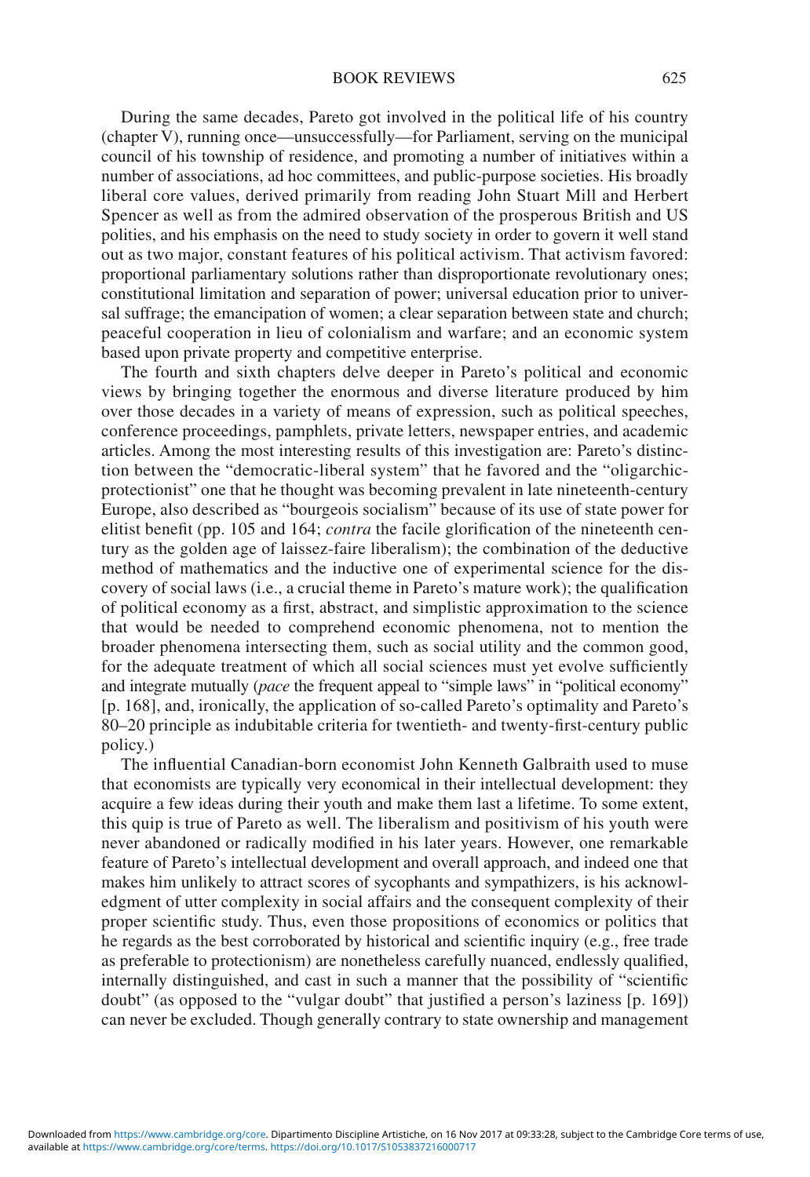During the same decades, Pareto got involved in the political life of his country (chapter V), running once—unsuccessfully—for Parliament, serving on the municipal council of his township of residence, and promoting a number of initiatives within a number of associations, ad hoc committees, and public-purpose societies. His broadly liberal core values, derived primarily from reading John Stuart Mill and Herbert Spencer as well as from the admired observation of the prosperous British and US polities, and his emphasis on the need to study society in order to govern it well stand out as two major, constant features of his political activism. That activism favored: proportional parliamentary solutions rather than disproportionate revolutionary ones; constitutional limitation and separation of power; universal education prior to universal suffrage; the emancipation of women; a clear separation between state and church; peaceful cooperation in lieu of colonialism and warfare; and an economic system based upon private property and competitive enterprise.

The fourth and sixth chapters delve deeper in Pareto's political and economic views by bringing together the enormous and diverse literature produced by him over those decades in a variety of means of expression, such as political speeches, conference proceedings, pamphlets, private letters, newspaper entries, and academic articles. Among the most interesting results of this investigation are: Pareto's distinction between the "democratic-liberal system" that he favored and the "oligarchic-protectionist" one that he thought was becoming prevalent in late nineteenth-century Europe, also described as "bourgeois socialism" because of its use of state power for elitist benefit (pp. 105 and 164; *contra* the facile glorification of the nineteenth century as the golden age of laissez-faire liberalism); the combination of the deductive method of mathematics and the inductive one of experimental science for the discovery of social laws (i.e., a crucial theme in Pareto's mature work); the qualification of political economy as a first, abstract, and simplistic approximation to the science that would be needed to comprehend economic phenomena, not to mention the broader phenomena intersecting them, such as social utility and the common good, for the adequate treatment of which all social sciences must yet evolve sufficiently and integrate mutually (*pace* the frequent appeal to "simple laws" in "political economy" [p. 168], and, ironically, the application of so-called Pareto's optimality and Pareto's 80–20 principle as indubitable criteria for twentieth- and twenty-first-century public policy.)

The influential Canadian-born economist John Kenneth Galbraith used to muse that economists are typically very economical in their intellectual development: they acquire a few ideas during their youth and make them last a lifetime. To some extent, this quip is true of Pareto as well. The liberalism and positivism of his youth were never abandoned or radically modified in his later years. However, one remarkable feature of Pareto's intellectual development and overall approach, and indeed one that makes him unlikely to attract scores of sycophants and sympathizers, is his acknowledgment of utter complexity in social affairs and the consequent complexity of their proper scientific study. Thus, even those propositions of economics or politics that he regards as the best corroborated by historical and scientific inquiry (e.g., free trade as preferable to protectionism) are nonetheless carefully nuanced, endlessly qualified, internally distinguished, and cast in such a manner that the possibility of "scientific doubt" (as opposed to the "vulgar doubt" that justified a person's laziness [p. 169]) can never be excluded. Though generally contrary to state ownership and management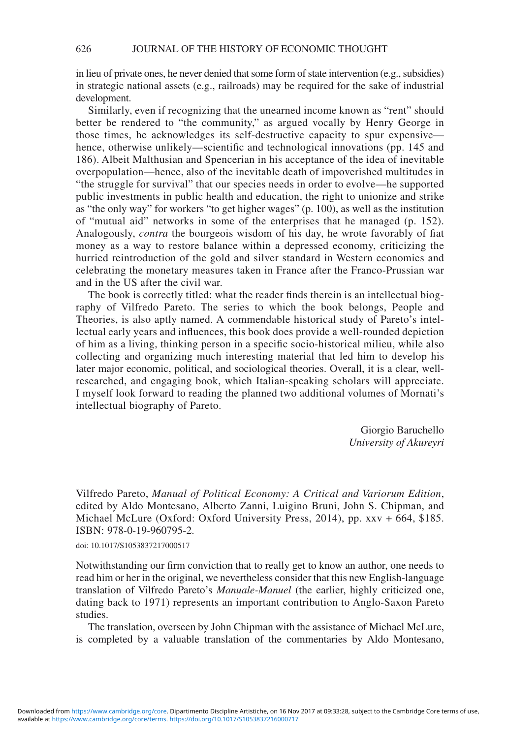in lieu of private ones, he never denied that some form of state intervention (e.g., subsidies) in strategic national assets (e.g., railroads) may be required for the sake of industrial development.

Similarly, even if recognizing that the unearned income known as "rent" should better be rendered to "the community," as argued vocally by Henry George in those times, he acknowledges its self-destructive capacity to spur expensive—hence, otherwise unlikely—scientific and technological innovations (pp. 145 and 186). Albeit Malthusian and Spencerian in his acceptance of the idea of inevitable overpopulation—hence, also of the inevitable death of impoverished multitudes in "the struggle for survival" that our species needs in order to evolve—he supported public investments in public health and education, the right to unionize and strike as "the only way" for workers "to get higher wages" (p. 100), as well as the institution of "mutual aid" networks in some of the enterprises that he managed (p. 152). Analogously, *contra* the bourgeois wisdom of his day, he wrote favorably of fiat money as a way to restore balance within a depressed economy, criticizing the hurried reintroduction of the gold and silver standard in Western economies and celebrating the monetary measures taken in France after the Franco-Prussian war and in the US after the civil war.

The book is correctly titled: what the reader finds therein is an intellectual biography of Vilfredo Pareto. The series to which the book belongs, People and Theories, is also aptly named. A commendable historical study of Pareto's intellectual early years and influences, this book does provide a well-rounded depiction of him as a living, thinking person in a specific socio-historical milieu, while also collecting and organizing much interesting material that led him to develop his later major economic, political, and sociological theories. Overall, it is a clear, well-researched, and engaging book, which Italian-speaking scholars will appreciate. I myself look forward to reading the planned two additional volumes of Mornati's intellectual biography of Pareto.

Giorgio Baruchello
*University of Akureyri*

Vilfredo Pareto, *Manual of Political Economy: A Critical and Variorum Edition*, edited by Aldo Montesano, Alberto Zanni, Luigino Bruni, John S. Chipman, and Michael McLure (Oxford: Oxford University Press, 2014), pp. xxv + 664, $185. ISBN: 978-0-19-960795-2.

doi: 10.1017/S1053837217000517

Notwithstanding our firm conviction that to really get to know an author, one needs to read him or her in the original, we nevertheless consider that this new English-language translation of Vilfredo Pareto's *Manuale-Manuel* (the earlier, highly criticized one, dating back to 1971) represents an important contribution to Anglo-Saxon Pareto studies.

The translation, overseen by John Chipman with the assistance of Michael McLure, is completed by a valuable translation of the commentaries by Aldo Montesano,